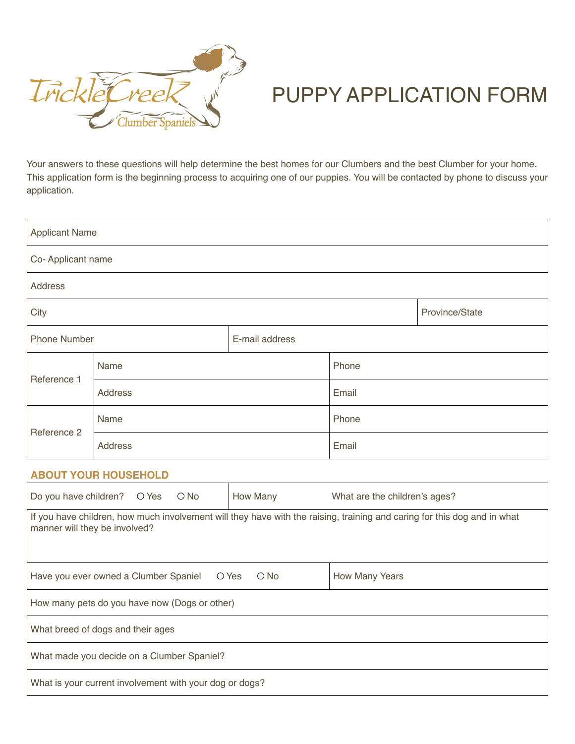TrickleCreek Clumber Spaniels

# PUPPY APPLICATION FORM

Your answers to these questions will help determine the best homes for our Clumbers and the best Clumber for your home. This application form is the beginning process to acquiring one of our puppies. You will be contacted by phone to discuss your application.

| | | |
|---|---|---|
| Applicant Name | | |
| Co- Applicant name | | |
| Address | | |
| City | | Province/State |
| Phone Number | E-mail address | |

| | | |
|---|---|---|
| Reference 1 | Name | Phone |
| | Address | Email |
| Reference 2 | Name | Phone |
| | Address | Email |

## ABOUT YOUR HOUSEHOLD

| | | |
|---|---|---|
| Do you have children? ○ Yes ○ No | How Many | What are the children's ages? |
| If you have children, how much involvement will they have with the raising, training and caring for this dog and in what manner will they be involved? | | |
| Have you ever owned a Clumber Spaniel ○ Yes ○ No | | How Many Years |
| How many pets do you have now (Dogs or other) | | |
| What breed of dogs and their ages | | |
| What made you decide on a Clumber Spaniel? | | |
| What is your current involvement with your dog or dogs? | | |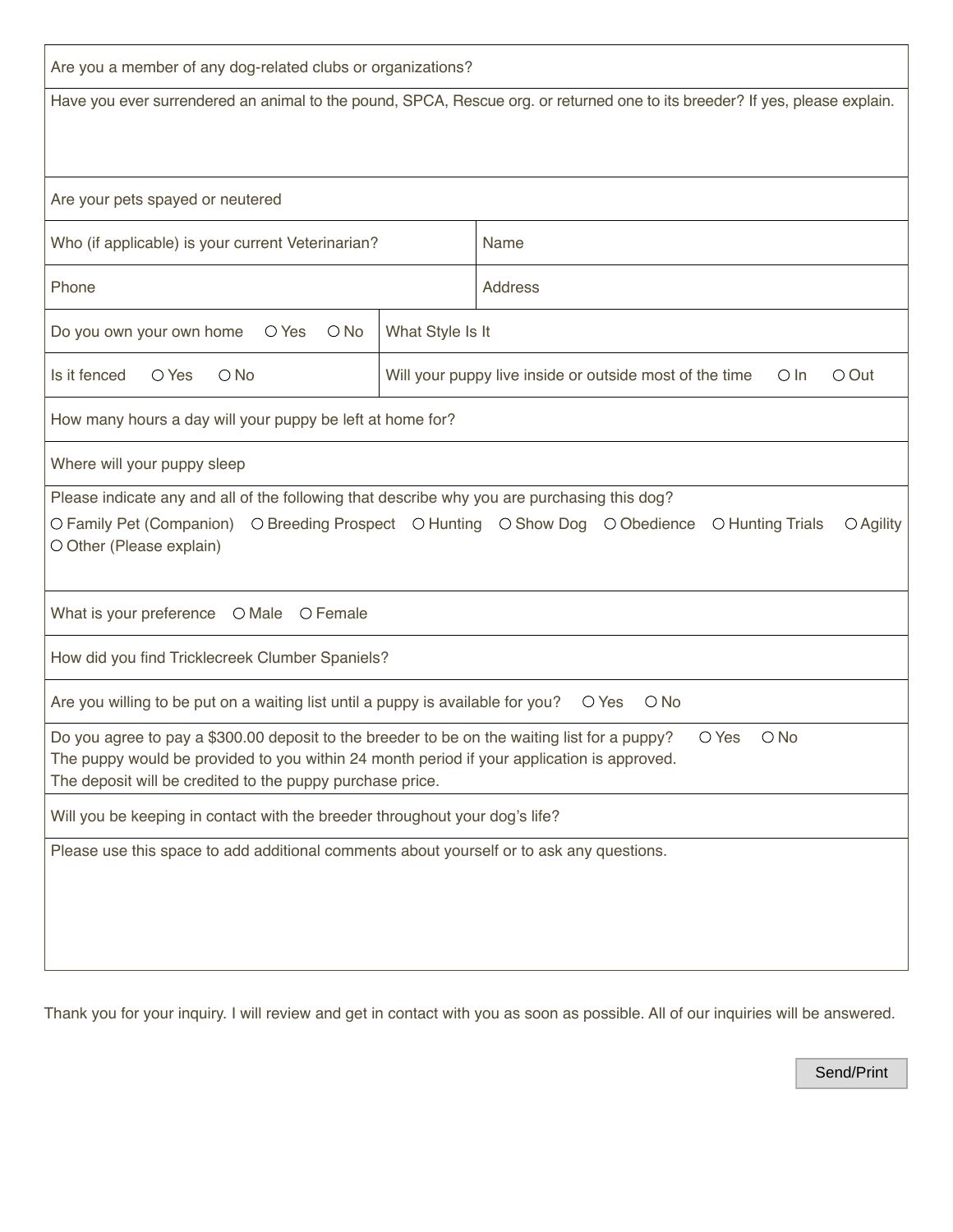| | |
|---|---|
| Are you a member of any dog-related clubs or organizations? | |
| Have you ever surrendered an animal to the pound, SPCA, Rescue org. or returned one to its breeder? If yes, please explain. | |
| Are your pets spayed or neutered | |
| Who (if applicable) is your current Veterinarian? | Name |
| Phone | Address |
| Do you own your own home ○ Yes ○ No | What Style Is It |
| Is it fenced ○ Yes ○ No | Will your puppy live inside or outside most of the time ○ In ○ Out |
| How many hours a day will your puppy be left at home for? | |
| Where will your puppy sleep | |
| Please indicate any and all of the following that describe why you are purchasing this dog?<br>○ Family Pet (Companion) ○ Breeding Prospect ○ Hunting ○ Show Dog ○ Obedience ○ Hunting Trials ○ Agility<br>○ Other (Please explain) | |
| What is your preference ○ Male ○ Female | |
| How did you find Tricklecreek Clumber Spaniels? | |
| Are you willing to be put on a waiting list until a puppy is available for you? ○ Yes ○ No | |
| Do you agree to pay a $300.00 deposit to the breeder to be on the waiting list for a puppy? ○ Yes ○ No<br>The puppy would be provided to you within 24 month period if your application is approved.<br>The deposit will be credited to the puppy purchase price. | |
| Will you be keeping in contact with the breeder throughout your dog's life? | |
| Please use this space to add additional comments about yourself or to ask any questions. | |

Thank you for your inquiry. I will review and get in contact with you as soon as possible. All of our inquiries will be answered.

Send/Print